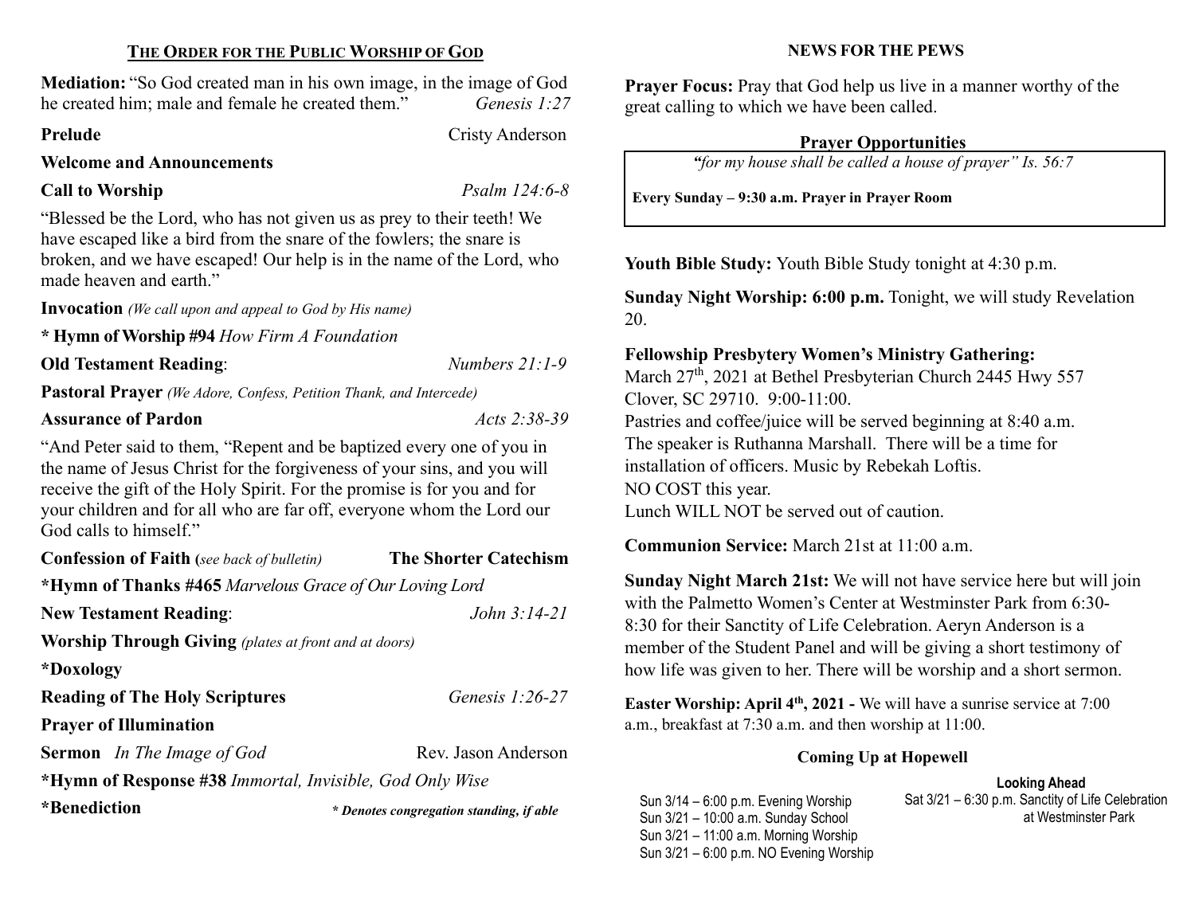## THE ORDER FOR THE PUBLIC WORSHIP OF GOD

**Mediation:** "So God created man in his own image, in the image of God he created him; male and female he created them." *Genesis 1:27*

**Prelude** Cristy Anderson

**Welcome and Announcements**

**Call to Worship** *Psalm 124:6-8*

"Blessed be the Lord, who has not given us as prey to their teeth! We have escaped like a bird from the snare of the fowlers; the snare is broken, and we have escaped! Our help is in the name of the Lord, who made heaven and earth."

**Invocation** *(We call upon and appeal to God by His name)*

**\* Hymn of Worship #94** *How Firm A Foundation*

**Old Testament Reading**: *Numbers 21:1-9*

**Pastoral Prayer** *(We Adore, Confess, Petition Thank, and Intercede)*

**Assurance of Pardon** *Acts 2:38-39*

"And Peter said to them, "Repent and be baptized every one of you in the name of Jesus Christ for the forgiveness of your sins, and you will receive the gift of the Holy Spirit. For the promise is for you and for your children and for all who are far off, everyone whom the Lord our God calls to himself."

**Confession of Faith (***see back of bulletin)* **The Shorter Catechism**

**\*Hymn of Thanks #465** *Marvelous Grace of Our Loving Lord*

**New Testament Reading**: *John 3:14-21*

**Worship Through Giving** *(plates at front and at doors)*

**\*Doxology**

**Reading of The Holy Scriptures** *Genesis 1:26-27*

**Prayer of Illumination**

**Sermon** *In The Image of God* Rev. Jason Anderson

**\*Hymn of Response #38** *Immortal, Invisible, God Only Wise*

**\*Benediction** ***\* Denotes congregation standing, if able***

## NEWS FOR THE PEWS

**Prayer Focus:** Pray that God help us live in a manner worthy of the great calling to which we have been called.

### Prayer Opportunities

*"for my house shall be called a house of prayer" Is. 56:7*

**Every Sunday – 9:30 a.m. Prayer in Prayer Room**

**Youth Bible Study:** Youth Bible Study tonight at 4:30 p.m.

**Sunday Night Worship: 6:00 p.m.** Tonight, we will study Revelation 20.

**Fellowship Presbytery Women's Ministry Gathering:**
March 27th, 2021 at Bethel Presbyterian Church 2445 Hwy 557 Clover, SC 29710. 9:00-11:00.
Pastries and coffee/juice will be served beginning at 8:40 a.m.
The speaker is Ruthanna Marshall. There will be a time for installation of officers. Music by Rebekah Loftis.
NO COST this year.
Lunch WILL NOT be served out of caution.

**Communion Service:** March 21st at 11:00 a.m.

**Sunday Night March 21st:** We will not have service here but will join with the Palmetto Women's Center at Westminster Park from 6:30-8:30 for their Sanctity of Life Celebration. Aeryn Anderson is a member of the Student Panel and will be giving a short testimony of how life was given to her. There will be worship and a short sermon.

**Easter Worship: April 4th, 2021 -** We will have a sunrise service at 7:00 a.m., breakfast at 7:30 a.m. and then worship at 11:00.

### Coming Up at Hopewell

Sun 3/14 – 6:00 p.m. Evening Worship
Sun 3/21 – 10:00 a.m. Sunday School
Sun 3/21 – 11:00 a.m. Morning Worship
Sun 3/21 – 6:00 p.m. NO Evening Worship

**Looking Ahead**

Sat 3/21 – 6:30 p.m. Sanctity of Life Celebration at Westminster Park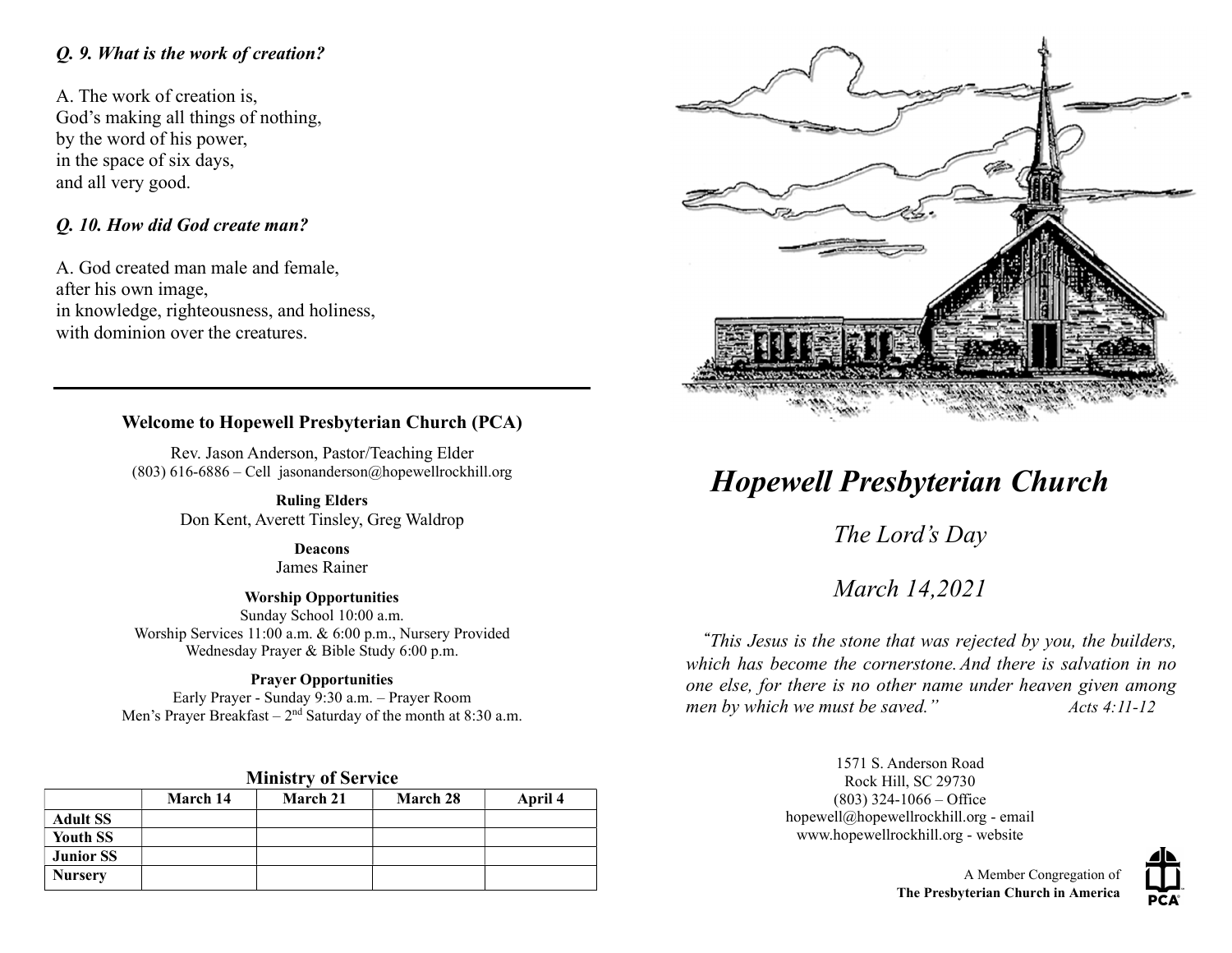*Q. 9. What is the work of creation?*

A. The work of creation is,
God's making all things of nothing,
by the word of his power,
in the space of six days,
and all very good.

*Q. 10. How did God create man?*

A. God created man male and female,
after his own image,
in knowledge, righteousness, and holiness,
with dominion over the creatures.

---

### Welcome to Hopewell Presbyterian Church (PCA)

Rev. Jason Anderson, Pastor/Teaching Elder
(803) 616-6886 – Cell jasonanderson@hopewellrockhill.org

**Ruling Elders**
Don Kent, Averett Tinsley, Greg Waldrop

**Deacons**
James Rainer

**Worship Opportunities**
Sunday School 10:00 a.m.
Worship Services 11:00 a.m. & 6:00 p.m., Nursery Provided
Wednesday Prayer & Bible Study 6:00 p.m.

**Prayer Opportunities**
Early Prayer - Sunday 9:30 a.m. – Prayer Room
Men's Prayer Breakfast – 2nd Saturday of the month at 8:30 a.m.

**Ministry of Service**

| | March 14 | March 21 | March 28 | April 4 |
|---|---|---|---|---|
| **Adult SS** | | | | |
| **Youth SS** | | | | |
| **Junior SS** | | | | |
| **Nursery** | | | | |

# *Hopewell Presbyterian Church*

*The Lord's Day*

*March 14,2021*

*"This Jesus is the stone that was rejected by you, the builders, which has become the cornerstone. And there is salvation in no one else, for there is no other name under heaven given among men by which we must be saved." Acts 4:11-12*

1571 S. Anderson Road
Rock Hill, SC 29730
(803) 324-1066 – Office
hopewell@hopewellrockhill.org - email
www.hopewellrockhill.org - website

A Member Congregation of
**The Presbyterian Church in America**

PCA